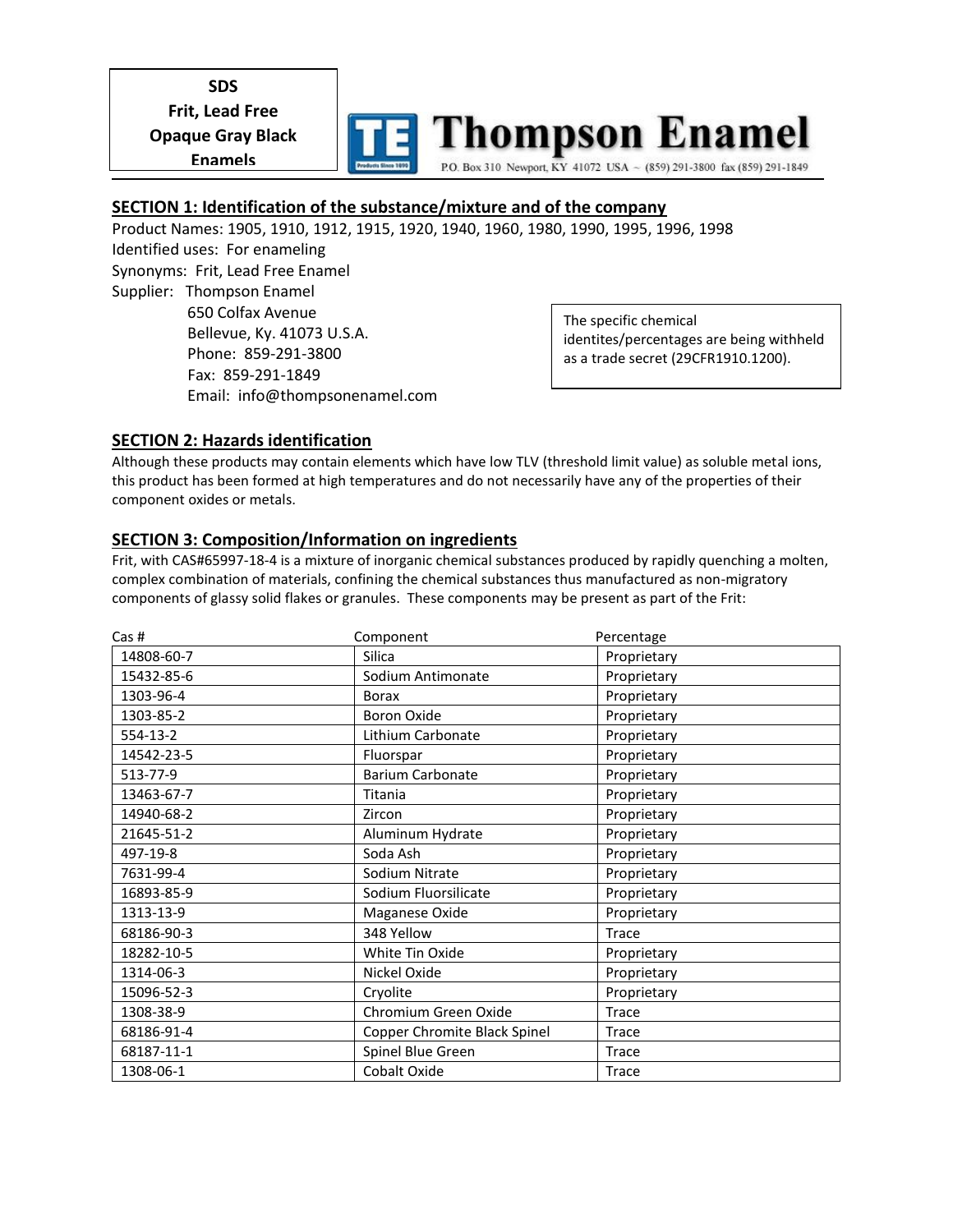**SDS**
**Frit, Lead Free**
**Opaque Gray Black**
**Enamels**

**Thompson Enamel**

P.O. Box 310 Newport, KY 41072 USA ~ (859) 291-3800 fax (859) 291-1849

## SECTION 1: Identification of the substance/mixture and of the company

Product Names: 1905, 1910, 1912, 1915, 1920, 1940, 1960, 1980, 1990, 1995, 1996, 1998

Identified uses: For enameling

Synonyms: Frit, Lead Free Enamel

Supplier: Thompson Enamel
650 Colfax Avenue
Bellevue, Ky. 41073 U.S.A.
Phone: 859-291-3800
Fax: 859-291-1849
Email: info@thompsonenamel.com

The specific chemical identites/percentages are being withheld as a trade secret (29CFR1910.1200).

## SECTION 2: Hazards identification

Although these products may contain elements which have low TLV (threshold limit value) as soluble metal ions, this product has been formed at high temperatures and do not necessarily have any of the properties of their component oxides or metals.

## SECTION 3: Composition/Information on ingredients

Frit, with CAS#65997-18-4 is a mixture of inorganic chemical substances produced by rapidly quenching a molten, complex combination of materials, confining the chemical substances thus manufactured as non-migratory components of glassy solid flakes or granules. These components may be present as part of the Frit:

| Cas # | Component | Percentage |
|---|---|---|
| 14808-60-7 | Silica | Proprietary |
| 15432-85-6 | Sodium Antimonate | Proprietary |
| 1303-96-4 | Borax | Proprietary |
| 1303-85-2 | Boron Oxide | Proprietary |
| 554-13-2 | Lithium Carbonate | Proprietary |
| 14542-23-5 | Fluorspar | Proprietary |
| 513-77-9 | Barium Carbonate | Proprietary |
| 13463-67-7 | Titania | Proprietary |
| 14940-68-2 | Zircon | Proprietary |
| 21645-51-2 | Aluminum Hydrate | Proprietary |
| 497-19-8 | Soda Ash | Proprietary |
| 7631-99-4 | Sodium Nitrate | Proprietary |
| 16893-85-9 | Sodium Fluorsilicate | Proprietary |
| 1313-13-9 | Maganese Oxide | Proprietary |
| 68186-90-3 | 348 Yellow | Trace |
| 18282-10-5 | White Tin Oxide | Proprietary |
| 1314-06-3 | Nickel Oxide | Proprietary |
| 15096-52-3 | Cryolite | Proprietary |
| 1308-38-9 | Chromium Green Oxide | Trace |
| 68186-91-4 | Copper Chromite Black Spinel | Trace |
| 68187-11-1 | Spinel Blue Green | Trace |
| 1308-06-1 | Cobalt Oxide | Trace |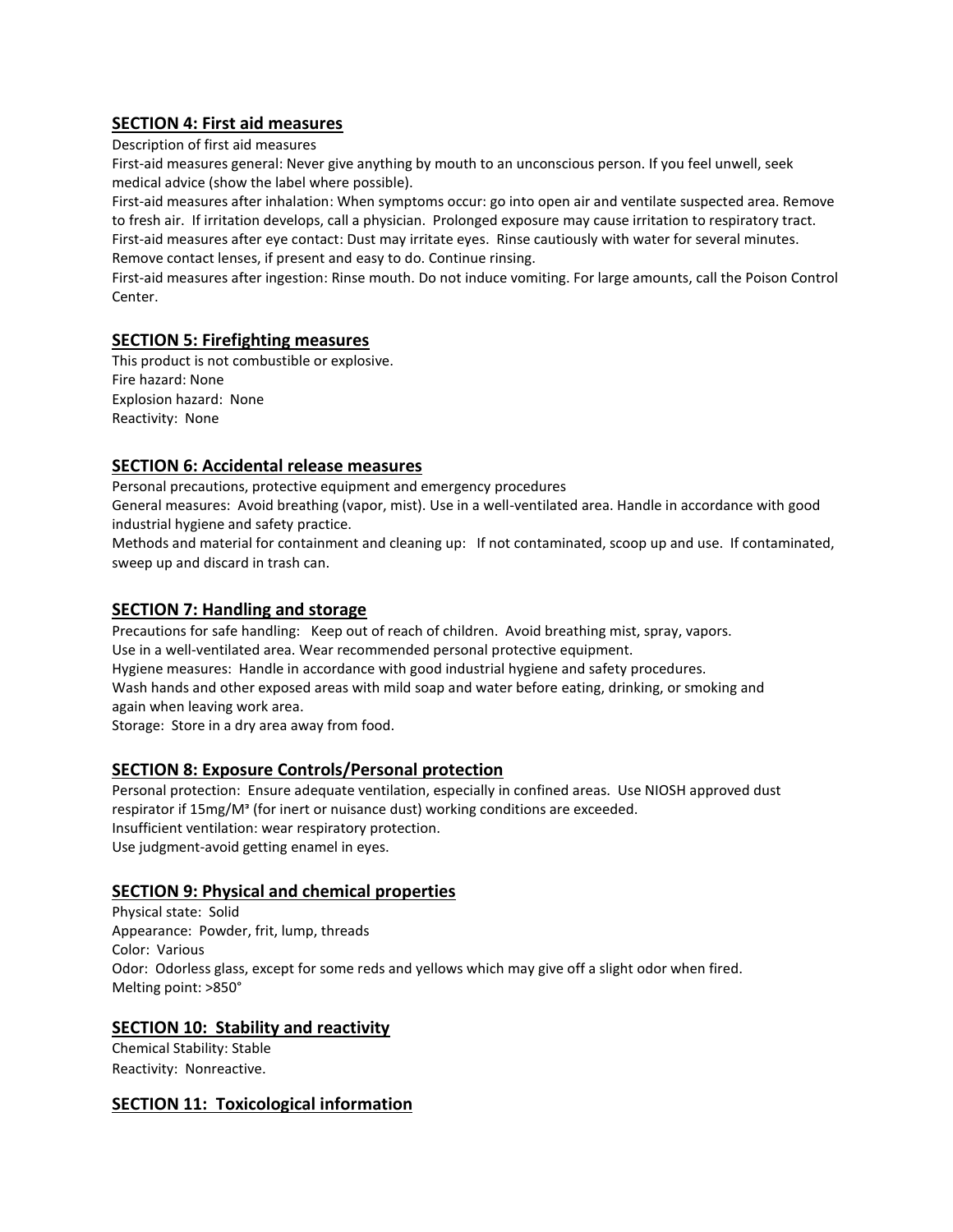## SECTION 4: First aid measures

Description of first aid measures

First-aid measures general: Never give anything by mouth to an unconscious person. If you feel unwell, seek medical advice (show the label where possible).

First-aid measures after inhalation: When symptoms occur: go into open air and ventilate suspected area. Remove to fresh air. If irritation develops, call a physician. Prolonged exposure may cause irritation to respiratory tract.

First-aid measures after eye contact: Dust may irritate eyes. Rinse cautiously with water for several minutes. Remove contact lenses, if present and easy to do. Continue rinsing.

First-aid measures after ingestion: Rinse mouth. Do not induce vomiting. For large amounts, call the Poison Control Center.

## SECTION 5: Firefighting measures

This product is not combustible or explosive.
Fire hazard: None
Explosion hazard: None
Reactivity: None

## SECTION 6: Accidental release measures

Personal precautions, protective equipment and emergency procedures

General measures: Avoid breathing (vapor, mist). Use in a well-ventilated area. Handle in accordance with good industrial hygiene and safety practice.

Methods and material for containment and cleaning up: If not contaminated, scoop up and use. If contaminated, sweep up and discard in trash can.

## SECTION 7: Handling and storage

Precautions for safe handling: Keep out of reach of children. Avoid breathing mist, spray, vapors.
Use in a well-ventilated area. Wear recommended personal protective equipment.
Hygiene measures: Handle in accordance with good industrial hygiene and safety procedures.
Wash hands and other exposed areas with mild soap and water before eating, drinking, or smoking and again when leaving work area.
Storage: Store in a dry area away from food.

## SECTION 8: Exposure Controls/Personal protection

Personal protection: Ensure adequate ventilation, especially in confined areas. Use NIOSH approved dust respirator if 15mg/M³ (for inert or nuisance dust) working conditions are exceeded.
Insufficient ventilation: wear respiratory protection.
Use judgment-avoid getting enamel in eyes.

## SECTION 9: Physical and chemical properties

Physical state: Solid
Appearance: Powder, frit, lump, threads
Color: Various
Odor: Odorless glass, except for some reds and yellows which may give off a slight odor when fired.
Melting point: >850°

## SECTION 10: Stability and reactivity

Chemical Stability: Stable
Reactivity: Nonreactive.

## SECTION 11: Toxicological information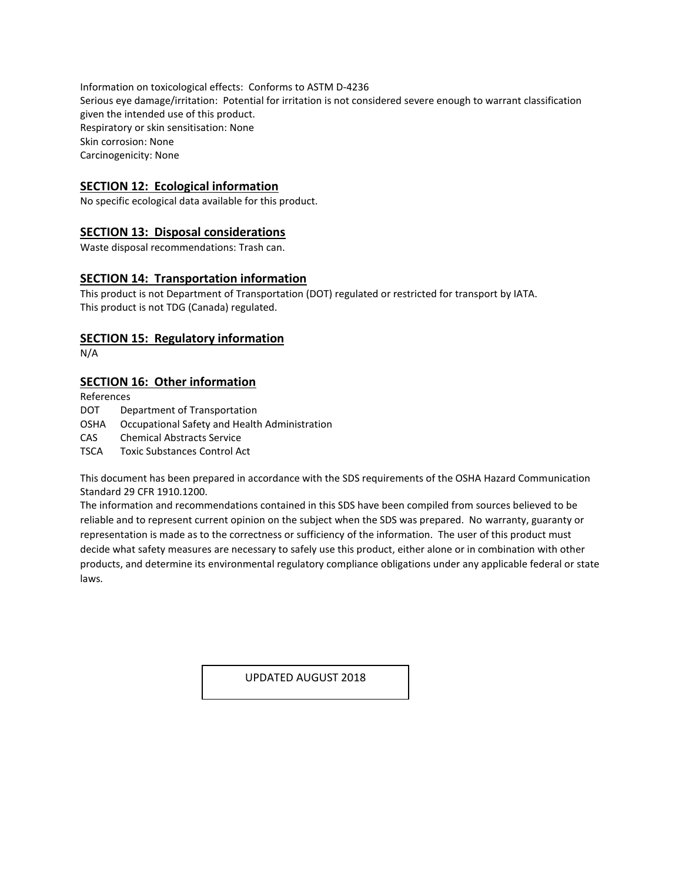Information on toxicological effects: Conforms to ASTM D-4236
Serious eye damage/irritation: Potential for irritation is not considered severe enough to warrant classification given the intended use of this product.
Respiratory or skin sensitisation: None
Skin corrosion: None
Carcinogenicity: None

## SECTION 12: Ecological information

No specific ecological data available for this product.

## SECTION 13: Disposal considerations

Waste disposal recommendations: Trash can.

## SECTION 14: Transportation information

This product is not Department of Transportation (DOT) regulated or restricted for transport by IATA.
This product is not TDG (Canada) regulated.

## SECTION 15: Regulatory information

N/A

## SECTION 16: Other information

References

| | |
|---|---|
| DOT | Department of Transportation |
| OSHA | Occupational Safety and Health Administration |
| CAS | Chemical Abstracts Service |
| TSCA | Toxic Substances Control Act |

This document has been prepared in accordance with the SDS requirements of the OSHA Hazard Communication Standard 29 CFR 1910.1200.
The information and recommendations contained in this SDS have been compiled from sources believed to be reliable and to represent current opinion on the subject when the SDS was prepared. No warranty, guaranty or representation is made as to the correctness or sufficiency of the information. The user of this product must decide what safety measures are necessary to safely use this product, either alone or in combination with other products, and determine its environmental regulatory compliance obligations under any applicable federal or state laws.

UPDATED AUGUST 2018